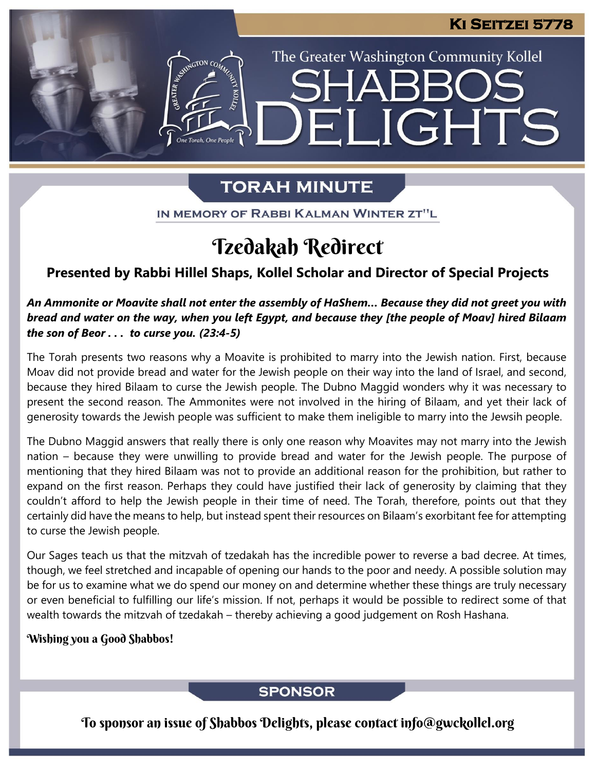Ki Seitzei 5778

The Greater Washington Community Kollel

# SHABBOS DELIGHTS

## TORAH MINUTE

IN MEMORY OF RABBI KALMAN WINTER ZT"L

# Tzedakah Redirect

**Presented by Rabbi Hillel Shaps, Kollel Scholar and Director of Special Projects**

***An Ammonite or Moavite shall not enter the assembly of HaShem… Because they did not greet you with bread and water on the way, when you left Egypt, and because they [the people of Moav] hired Bilaam the son of Beor . . . to curse you. (23:4-5)***

The Torah presents two reasons why a Moavite is prohibited to marry into the Jewish nation. First, because Moav did not provide bread and water for the Jewish people on their way into the land of Israel, and second, because they hired Bilaam to curse the Jewish people. The Dubno Maggid wonders why it was necessary to present the second reason. The Ammonites were not involved in the hiring of Bilaam, and yet their lack of generosity towards the Jewish people was sufficient to make them ineligible to marry into the Jewsih people.

The Dubno Maggid answers that really there is only one reason why Moavites may not marry into the Jewish nation – because they were unwilling to provide bread and water for the Jewish people. The purpose of mentioning that they hired Bilaam was not to provide an additional reason for the prohibition, but rather to expand on the first reason. Perhaps they could have justified their lack of generosity by claiming that they couldn't afford to help the Jewish people in their time of need. The Torah, therefore, points out that they certainly did have the means to help, but instead spent their resources on Bilaam's exorbitant fee for attempting to curse the Jewish people.

Our Sages teach us that the mitzvah of tzedakah has the incredible power to reverse a bad decree. At times, though, we feel stretched and incapable of opening our hands to the poor and needy. A possible solution may be for us to examine what we do spend our money on and determine whether these things are truly necessary or even beneficial to fulfilling our life's mission. If not, perhaps it would be possible to redirect some of that wealth towards the mitzvah of tzedakah – thereby achieving a good judgement on Rosh Hashana.

Wishing you a Good Shabbos!

## SPONSOR

To sponsor an issue of Shabbos Delights, please contact info@gwckollel.org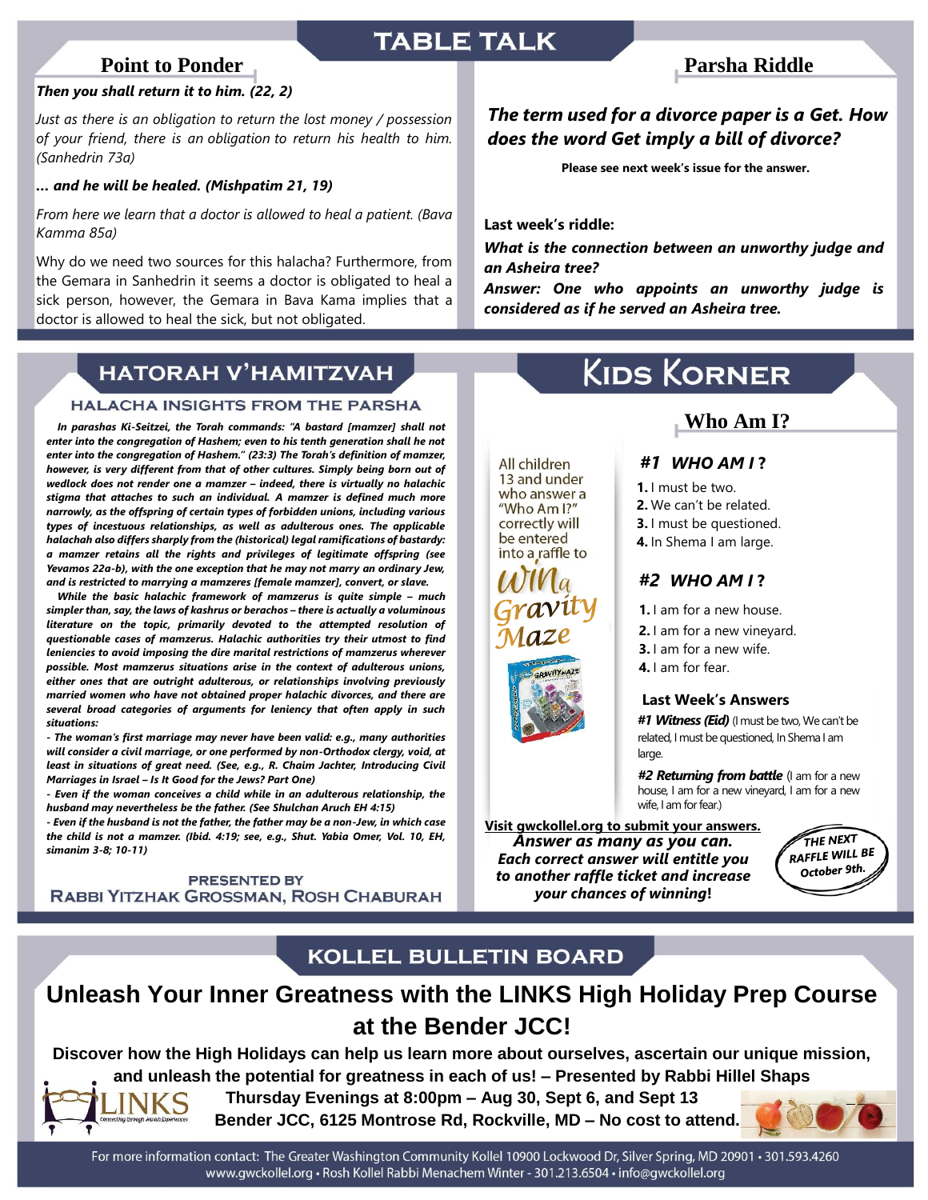# TABLE TALK

## Point to Ponder

***Then you shall return it to him. (22, 2)***

*Just as there is an obligation to return the lost money / possession of your friend, there is an obligation to return his health to him. (Sanhedrin 73a)*

***... and he will be healed. (Mishpatim 21, 19)***

*From here we learn that a doctor is allowed to heal a patient. (Bava Kamma 85a)*

Why do we need two sources for this halacha? Furthermore, from the Gemara in Sanhedrin it seems a doctor is obligated to heal a sick person, however, the Gemara in Bava Kama implies that a doctor is allowed to heal the sick, but not obligated.

## Parsha Riddle

***The term used for a divorce paper is a Get. How does the word Get imply a bill of divorce?***

**Please see next week's issue for the answer.**

**Last week's riddle:**

***What is the connection between an unworthy judge and an Asheira tree?***

***Answer: One who appoints an unworthy judge is considered as if he served an Asheira tree.***

# HATORAH V'HAMITZVAH

## HALACHA INSIGHTS FROM THE PARSHA

***In parashas Ki-Seitzei, the Torah commands: "A bastard [mamzer] shall not enter into the congregation of Hashem; even to his tenth generation shall he not enter into the congregation of Hashem." (23:3) The Torah's definition of mamzer, however, is very different from that of other cultures. Simply being born out of wedlock does not render one a mamzer – indeed, there is virtually no halachic stigma that attaches to such an individual. A mamzer is defined much more narrowly, as the offspring of certain types of forbidden unions, including various types of incestuous relationships, as well as adulterous ones. The applicable halachah also differs sharply from the (historical) legal ramifications of bastardy: a mamzer retains all the rights and privileges of legitimate offspring (see Yevamos 22a-b), with the one exception that he may not marry an ordinary Jew, and is restricted to marrying a mamzeres [female mamzer], convert, or slave.***

***While the basic halachic framework of mamzerus is quite simple – much simpler than, say, the laws of kashrus or berachos – there is actually a voluminous literature on the topic, primarily devoted to the attempted resolution of questionable cases of mamzerus. Halachic authorities try their utmost to find leniencies to avoid imposing the dire marital restrictions of mamzerus wherever possible. Most mamzerus situations arise in the context of adulterous unions, either ones that are outright adulterous, or relationships involving previously married women who have not obtained proper halachic divorces, and there are several broad categories of arguments for leniency that often apply in such situations:***

***- The woman's first marriage may never have been valid: e.g., many authorities will consider a civil marriage, or one performed by non-Orthodox clergy, void, at least in situations of great need. (See, e.g., R. Chaim Jachter, Introducing Civil Marriages in Israel – Is It Good for the Jews? Part One)***

***- Even if the woman conceives a child while in an adulterous relationship, the husband may nevertheless be the father. (See Shulchan Aruch EH 4:15)***

***- Even if the husband is not the father, the father may be a non-Jew, in which case the child is not a mamzer. (Ibid. 4:19; see, e.g., Shut. Yabia Omer, Vol. 10, EH, simanim 3-8; 10-11)***

PRESENTED BY
RABBI YITZHAK GROSSMAN, ROSH CHABURAH

# KIDS KORNER

## Who Am I?

All children 13 and under who answer a "Who Am I?" correctly will be entered into a raffle to

Win a Gravity Maze

### #1 WHO AM I?

1. I must be two.
2. We can't be related.
3. I must be questioned.
4. In Shema I am large.

### #2 WHO AM I?

1. I am for a new house.
2. I am for a new vineyard.
3. I am for a new wife.
4. I am for fear.

### Last Week's Answers

***#1 Witness (Eid)*** (I must be two, We can't be related, I must be questioned, In Shema I am large.

***#2 Returning from battle*** (I am for a new house, I am for a new vineyard, I am for a new wife, I am for fear.)

**Visit gwckollel.org to submit your answers.**

***Answer as many as you can. Each correct answer will entitle you to another raffle ticket and increase your chances of winning!***

***THE NEXT RAFFLE WILL BE October 9th.***

# KOLLEL BULLETIN BOARD

## Unleash Your Inner Greatness with the LINKS High Holiday Prep Course at the Bender JCC!

**Discover how the High Holidays can help us learn more about ourselves, ascertain our unique mission, and unleash the potential for greatness in each of us! – Presented by Rabbi Hillel Shaps**

**Thursday Evenings at 8:00pm – Aug 30, Sept 6, and Sept 13**

**Bender JCC, 6125 Montrose Rd, Rockville, MD – No cost to attend.**

LINKS Connecting through Jewish Experiences

For more information contact: The Greater Washington Community Kollel 10900 Lockwood Dr, Silver Spring, MD 20901 • 301.593.4260
www.gwckollel.org • Rosh Kollel Rabbi Menachem Winter - 301.213.6504 • info@gwckollel.org